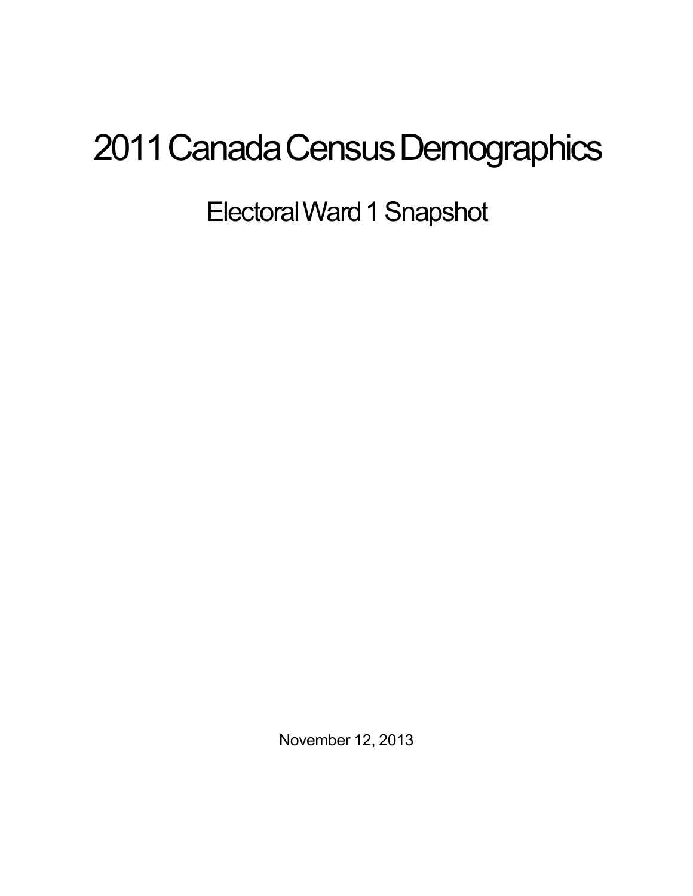# 2011 Canada Census Demographics

## Electoral Ward 1 Snapshot

November 12, 2013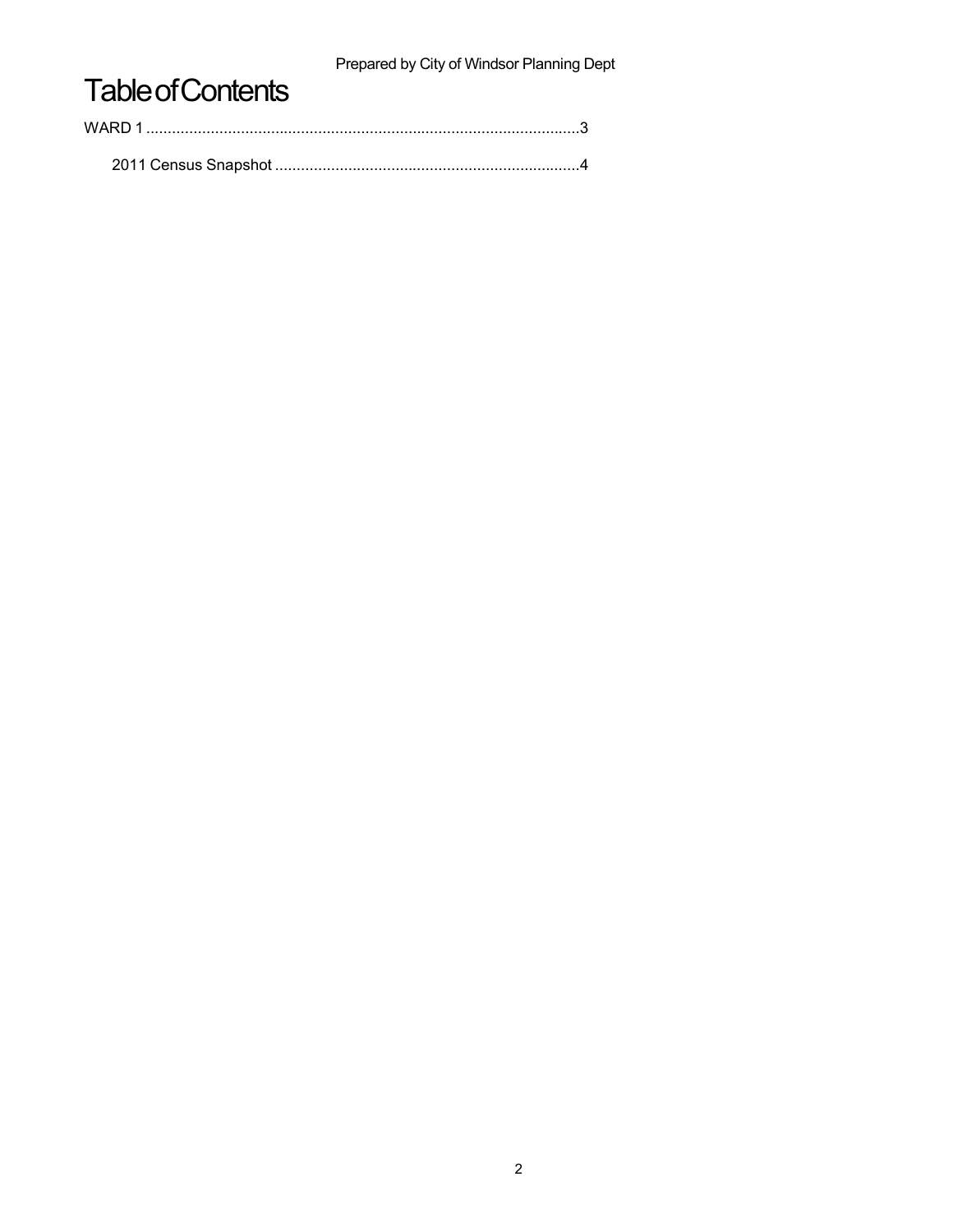# Table of Contents

WARD 1 ....................................................................................................3

    2011 Census Snapshot ......................................................................4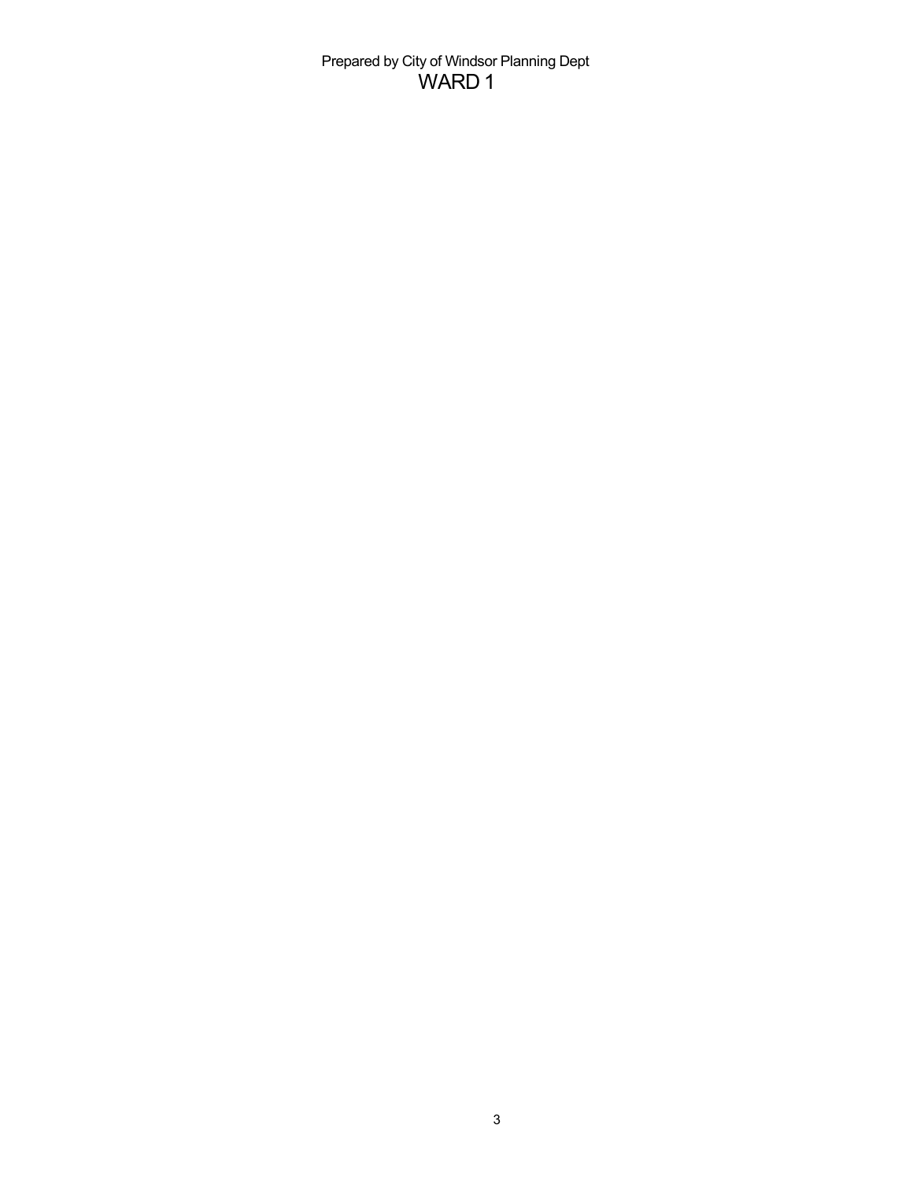Prepared by City of Windsor Planning Dept

# WARD 1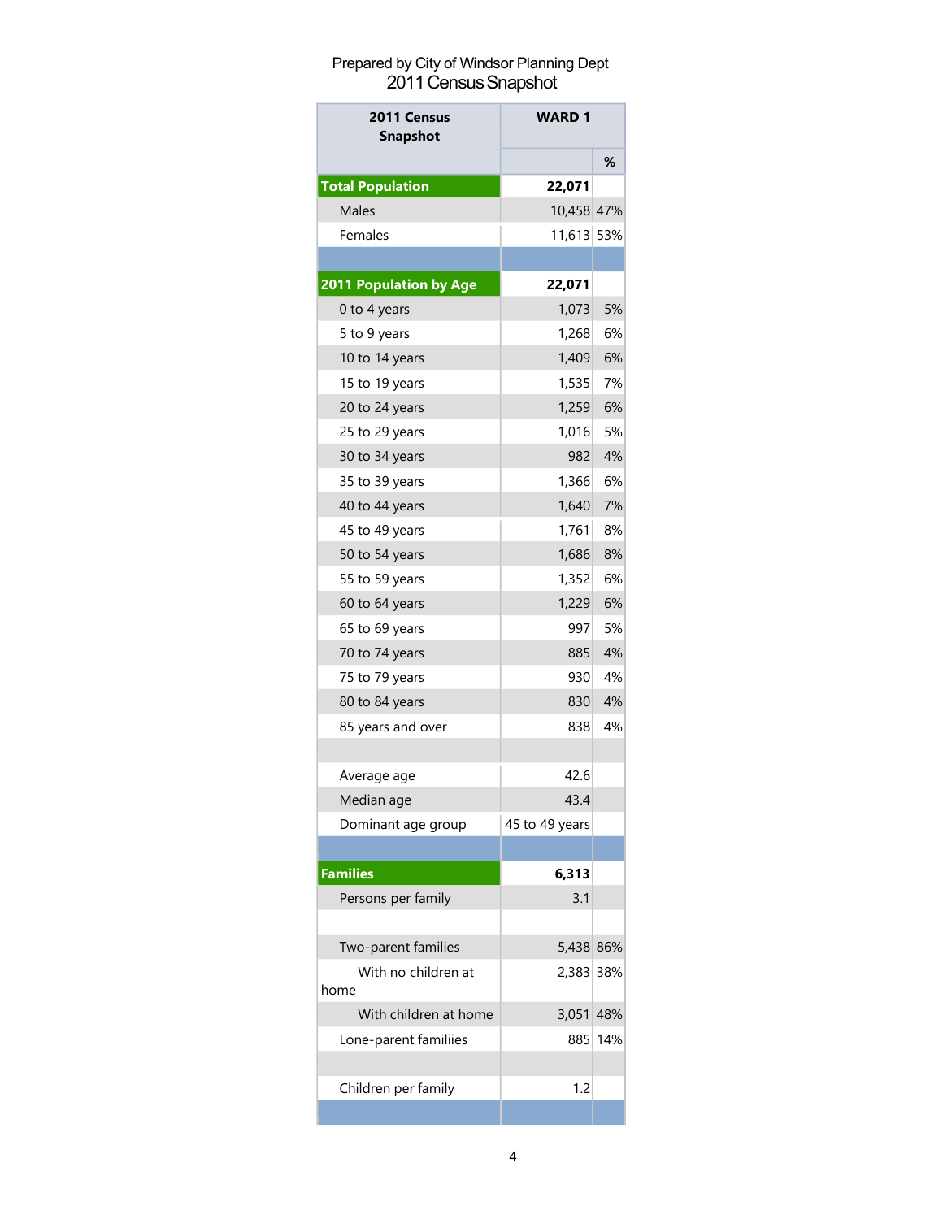Prepared by City of Windsor Planning Dept

# 2011 Census Snapshot

| 2011 Census Snapshot | WARD 1 | |
|---|---|---|
| | | % |
| **Total Population** | **22,071** | |
| Males | 10,458 | 47% |
| Females | 11,613 | 53% |
| | | |
| **2011 Population by Age** | **22,071** | |
| 0 to 4 years | 1,073 | 5% |
| 5 to 9 years | 1,268 | 6% |
| 10 to 14 years | 1,409 | 6% |
| 15 to 19 years | 1,535 | 7% |
| 20 to 24 years | 1,259 | 6% |
| 25 to 29 years | 1,016 | 5% |
| 30 to 34 years | 982 | 4% |
| 35 to 39 years | 1,366 | 6% |
| 40 to 44 years | 1,640 | 7% |
| 45 to 49 years | 1,761 | 8% |
| 50 to 54 years | 1,686 | 8% |
| 55 to 59 years | 1,352 | 6% |
| 60 to 64 years | 1,229 | 6% |
| 65 to 69 years | 997 | 5% |
| 70 to 74 years | 885 | 4% |
| 75 to 79 years | 930 | 4% |
| 80 to 84 years | 830 | 4% |
| 85 years and over | 838 | 4% |
| | | |
| Average age | 42.6 | |
| Median age | 43.4 | |
| Dominant age group | 45 to 49 years | |
| | | |
| **Families** | **6,313** | |
| Persons per family | 3.1 | |
| | | |
| Two-parent families | 5,438 | 86% |
| With no children at home | 2,383 | 38% |
| With children at home | 3,051 | 48% |
| Lone-parent familiies | 885 | 14% |
| | | |
| Children per family | 1.2 | |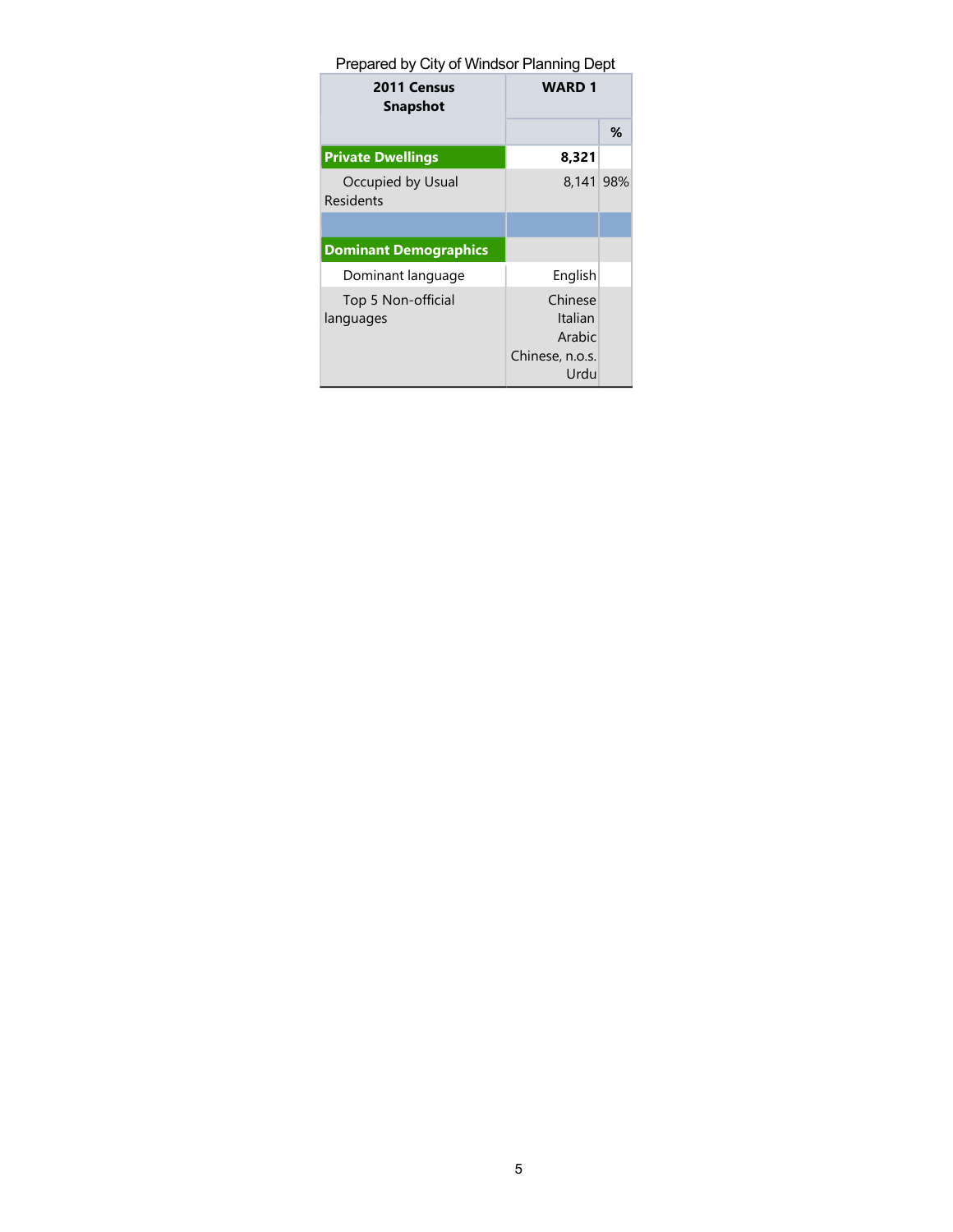Prepared by City of Windsor Planning Dept

| 2011 Census Snapshot | WARD 1 | |
|---|---|---|
| | | % |
| **Private Dwellings** | **8,321** | |
| Occupied by Usual Residents | 8,141 | 98% |
| | | |
| **Dominant Demographics** | | |
| Dominant language | English | |
| Top 5 Non-official languages | Chinese<br>Italian<br>Arabic<br>Chinese, n.o.s.<br>Urdu | |